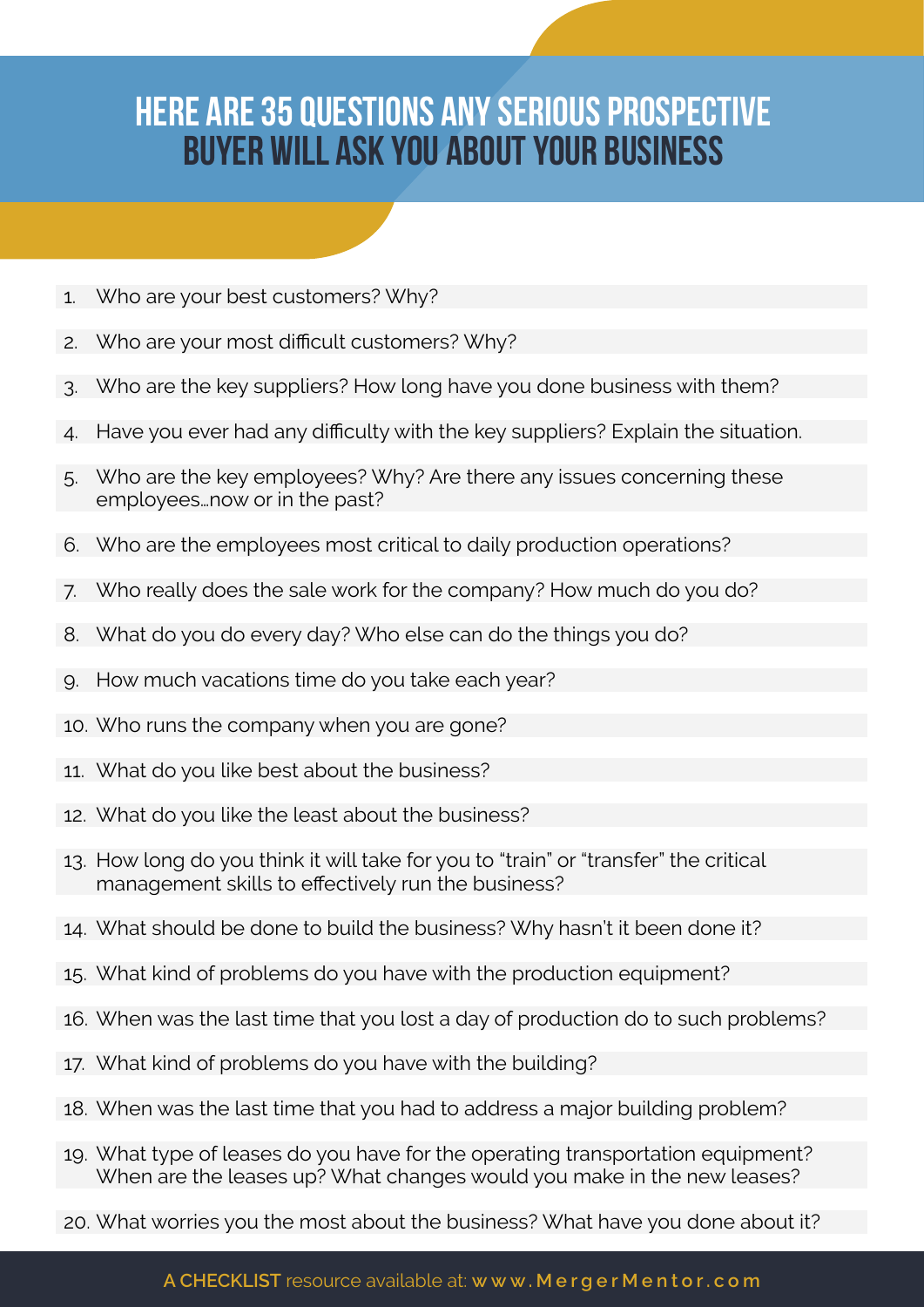# HERE ARE 35 QUESTIONS ANY SERIOUS PROSPECTIVE BUYER WILL ASK YOU ABOUT YOUR BUSINESS

1. Who are your best customers? Why?
2. Who are your most difficult customers? Why?
3. Who are the key suppliers? How long have you done business with them?
4. Have you ever had any difficulty with the key suppliers? Explain the situation.
5. Who are the key employees? Why? Are there any issues concerning these employees…now or in the past?
6. Who are the employees most critical to daily production operations?
7. Who really does the sale work for the company? How much do you do?
8. What do you do every day? Who else can do the things you do?
9. How much vacations time do you take each year?
10. Who runs the company when you are gone?
11. What do you like best about the business?
12. What do you like the least about the business?
13. How long do you think it will take for you to "train" or "transfer" the critical management skills to effectively run the business?
14. What should be done to build the business? Why hasn't it been done it?
15. What kind of problems do you have with the production equipment?
16. When was the last time that you lost a day of production do to such problems?
17. What kind of problems do you have with the building?
18. When was the last time that you had to address a major building problem?
19. What type of leases do you have for the operating transportation equipment? When are the leases up? What changes would you make in the new leases?
20. What worries you the most about the business? What have you done about it?

**A CHECKLIST** resource available at: **www.MergerMentor.com**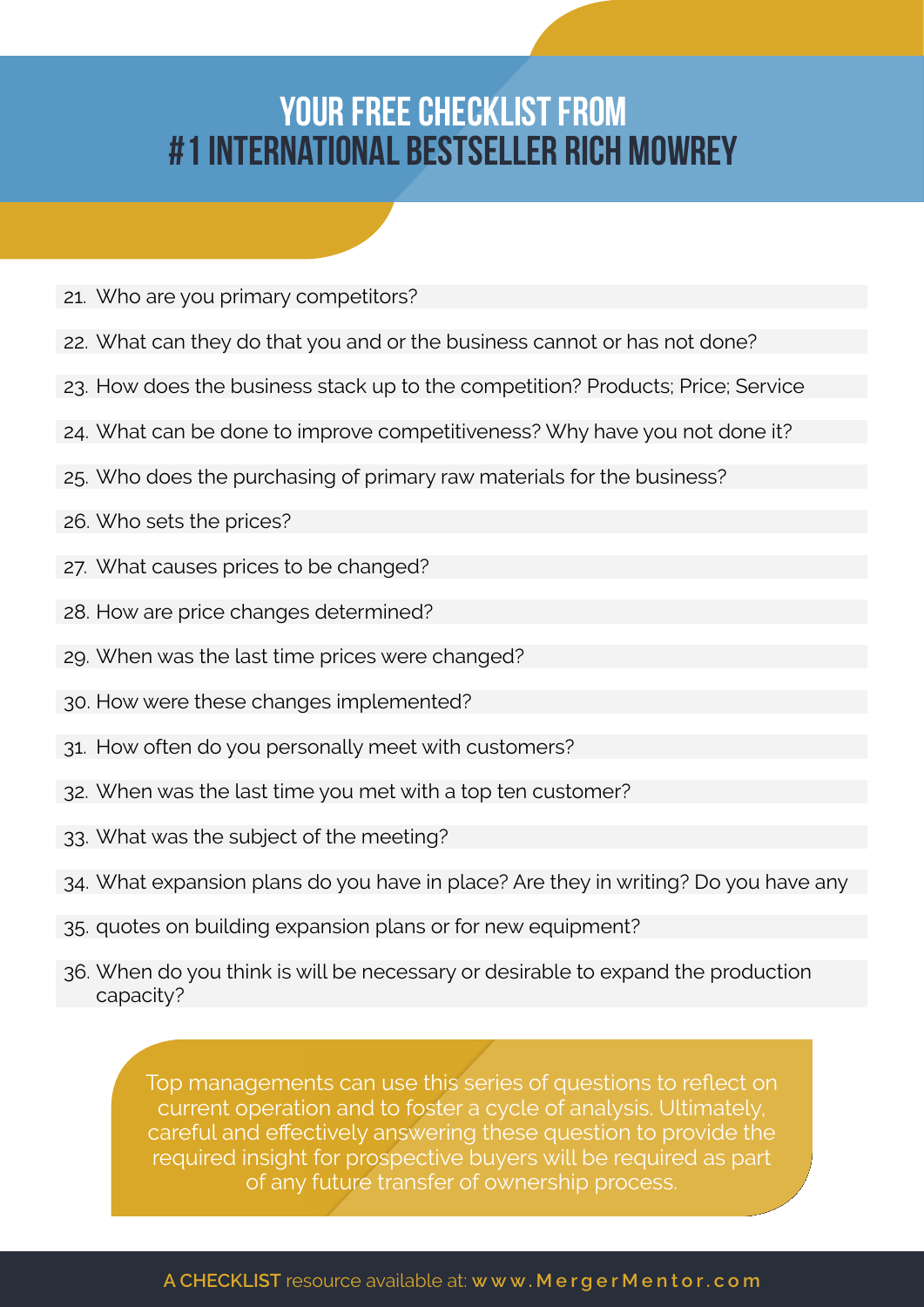# YOUR FREE CHECKLIST FROM #1 INTERNATIONAL BESTSELLER RICH MOWREY

21. Who are you primary competitors?
22. What can they do that you and or the business cannot or has not done?
23. How does the business stack up to the competition? Products; Price; Service
24. What can be done to improve competitiveness? Why have you not done it?
25. Who does the purchasing of primary raw materials for the business?
26. Who sets the prices?
27. What causes prices to be changed?
28. How are price changes determined?
29. When was the last time prices were changed?
30. How were these changes implemented?
31. How often do you personally meet with customers?
32. When was the last time you met with a top ten customer?
33. What was the subject of the meeting?
34. What expansion plans do you have in place? Are they in writing? Do you have any
35. quotes on building expansion plans or for new equipment?
36. When do you think is will be necessary or desirable to expand the production capacity?

Top managements can use this series of questions to reflect on current operation and to foster a cycle of analysis. Ultimately, careful and effectively answering these question to provide the required insight for prospective buyers will be required as part of any future transfer of ownership process.

**A CHECKLIST** resource available at: **www.MergerMentor.com**